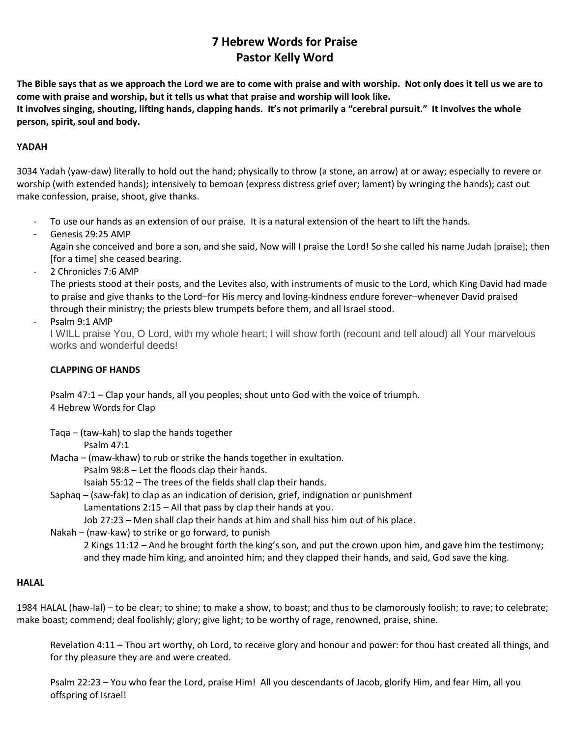# 7 Hebrew Words for Praise
## Pastor Kelly Word

**The Bible says that as we approach the Lord we are to come with praise and with worship. Not only does it tell us we are to come with praise and worship, but it tells us what that praise and worship will look like.**
**It involves singing, shouting, lifting hands, clapping hands. It's not primarily a "cerebral pursuit." It involves the whole person, spirit, soul and body.**

### YADAH

3034 Yadah (yaw-daw) literally to hold out the hand; physically to throw (a stone, an arrow) at or away; especially to revere or worship (with extended hands); intensively to bemoan (express distress grief over; lament) by wringing the hands); cast out make confession, praise, shoot, give thanks.

- To use our hands as an extension of our praise. It is a natural extension of the heart to lift the hands.
- Genesis 29:25 AMP
  Again she conceived and bore a son, and she said, Now will I praise the Lord! So she called his name Judah [praise]; then [for a time] she ceased bearing.
- 2 Chronicles 7:6 AMP
  The priests stood at their posts, and the Levites also, with instruments of music to the Lord, which King David had made to praise and give thanks to the Lord–for His mercy and loving-kindness endure forever–whenever David praised through their ministry; the priests blew trumpets before them, and all Israel stood.
- Psalm 9:1 AMP
  I WILL praise You, O Lord, with my whole heart; I will show forth (recount and tell aloud) all Your marvelous works and wonderful deeds!

**CLAPPING OF HANDS**

Psalm 47:1 – Clap your hands, all you peoples; shout unto God with the voice of triumph.
4 Hebrew Words for Clap

Taqa – (taw-kah) to slap the hands together
 Psalm 47:1
Macha – (maw-khaw) to rub or strike the hands together in exultation.
 Psalm 98:8 – Let the floods clap their hands.
 Isaiah 55:12 – The trees of the fields shall clap their hands.
Saphaq – (saw-fak) to clap as an indication of derision, grief, indignation or punishment
 Lamentations 2:15 – All that pass by clap their hands at you.
 Job 27:23 – Men shall clap their hands at him and shall hiss him out of his place.
Nakah – (naw-kaw) to strike or go forward, to punish
 2 Kings 11:12 – And he brought forth the king's son, and put the crown upon him, and gave him the testimony; and they made him king, and anointed him; and they clapped their hands, and said, God save the king.

### HALAL

1984 HALAL (haw-lal) – to be clear; to shine; to make a show, to boast; and thus to be clamorously foolish; to rave; to celebrate; make boast; commend; deal foolishly; glory; give light; to be worthy of rage, renowned, praise, shine.

Revelation 4:11 – Thou art worthy, oh Lord, to receive glory and honour and power: for thou hast created all things, and for thy pleasure they are and were created.

Psalm 22:23 – You who fear the Lord, praise Him! All you descendants of Jacob, glorify Him, and fear Him, all you offspring of Israel!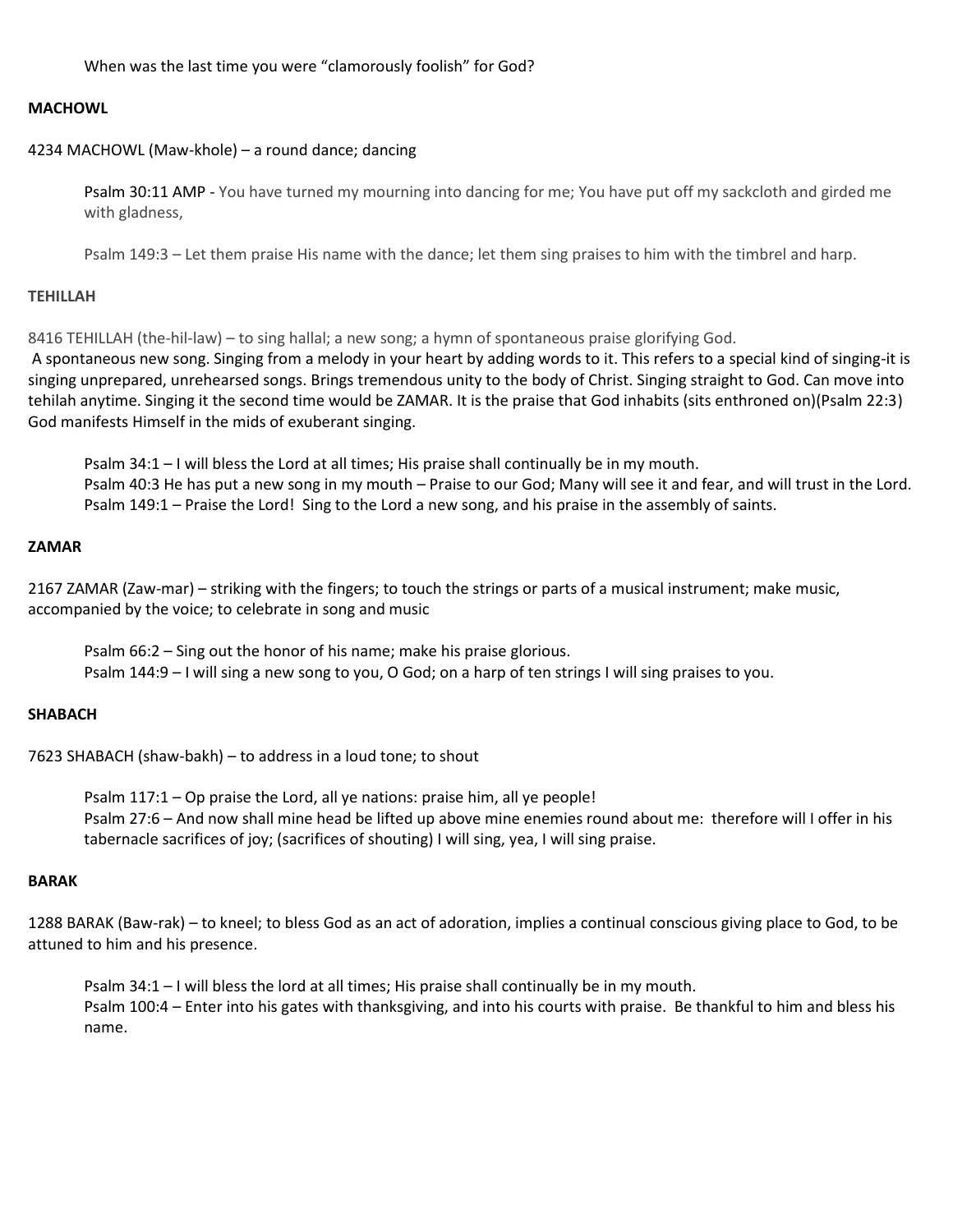When was the last time you were "clamorously foolish" for God?

**MACHOWL**

4234 MACHOWL (Maw-khole) – a round dance; dancing

> Psalm 30:11 AMP - You have turned my mourning into dancing for me; You have put off my sackcloth and girded me with gladness,
>
> Psalm 149:3 – Let them praise His name with the dance; let them sing praises to him with the timbrel and harp.

**TEHILLAH**

8416 TEHILLAH (the-hil-law) – to sing hallal; a new song; a hymn of spontaneous praise glorifying God.
A spontaneous new song. Singing from a melody in your heart by adding words to it. This refers to a special kind of singing-it is singing unprepared, unrehearsed songs. Brings tremendous unity to the body of Christ. Singing straight to God. Can move into tehilah anytime. Singing it the second time would be ZAMAR. It is the praise that God inhabits (sits enthroned on)(Psalm 22:3) God manifests Himself in the mids of exuberant singing.

> Psalm 34:1 – I will bless the Lord at all times; His praise shall continually be in my mouth.
> Psalm 40:3 He has put a new song in my mouth – Praise to our God; Many will see it and fear, and will trust in the Lord.
> Psalm 149:1 – Praise the Lord! Sing to the Lord a new song, and his praise in the assembly of saints.

**ZAMAR**

2167 ZAMAR (Zaw-mar) – striking with the fingers; to touch the strings or parts of a musical instrument; make music, accompanied by the voice; to celebrate in song and music

> Psalm 66:2 – Sing out the honor of his name; make his praise glorious.
> Psalm 144:9 – I will sing a new song to you, O God; on a harp of ten strings I will sing praises to you.

**SHABACH**

7623 SHABACH (shaw-bakh) – to address in a loud tone; to shout

> Psalm 117:1 – Op praise the Lord, all ye nations: praise him, all ye people!
> Psalm 27:6 – And now shall mine head be lifted up above mine enemies round about me: therefore will I offer in his tabernacle sacrifices of joy; (sacrifices of shouting) I will sing, yea, I will sing praise.

**BARAK**

1288 BARAK (Baw-rak) – to kneel; to bless God as an act of adoration, implies a continual conscious giving place to God, to be attuned to him and his presence.

> Psalm 34:1 – I will bless the lord at all times; His praise shall continually be in my mouth.
> Psalm 100:4 – Enter into his gates with thanksgiving, and into his courts with praise. Be thankful to him and bless his name.